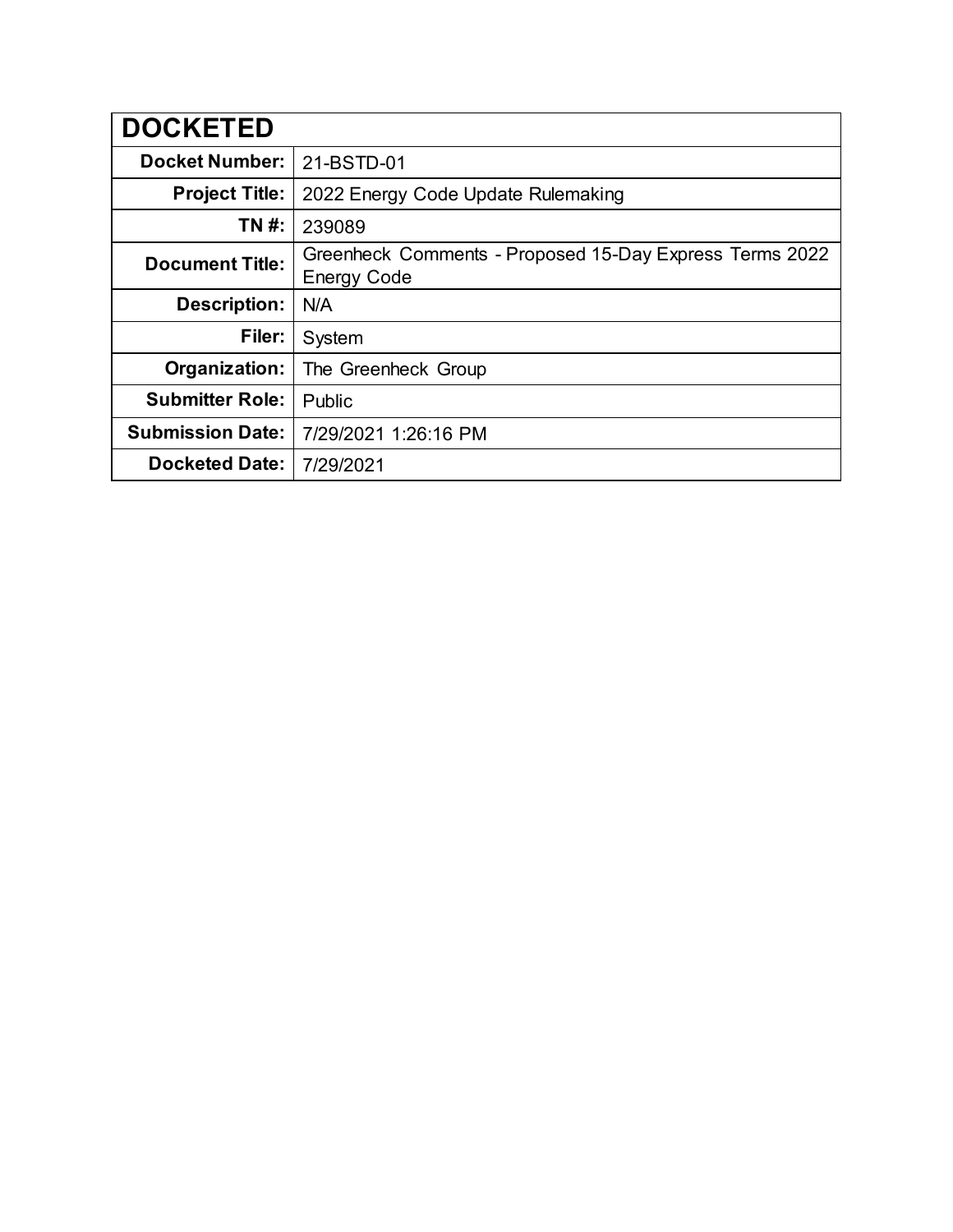| DOCKETED | |
|---|---|
| **Docket Number:** | 21-BSTD-01 |
| **Project Title:** | 2022 Energy Code Update Rulemaking |
| **TN #:** | 239089 |
| **Document Title:** | Greenheck Comments - Proposed 15-Day Express Terms 2022 Energy Code |
| **Description:** | N/A |
| **Filer:** | System |
| **Organization:** | The Greenheck Group |
| **Submitter Role:** | Public |
| **Submission Date:** | 7/29/2021 1:26:16 PM |
| **Docketed Date:** | 7/29/2021 |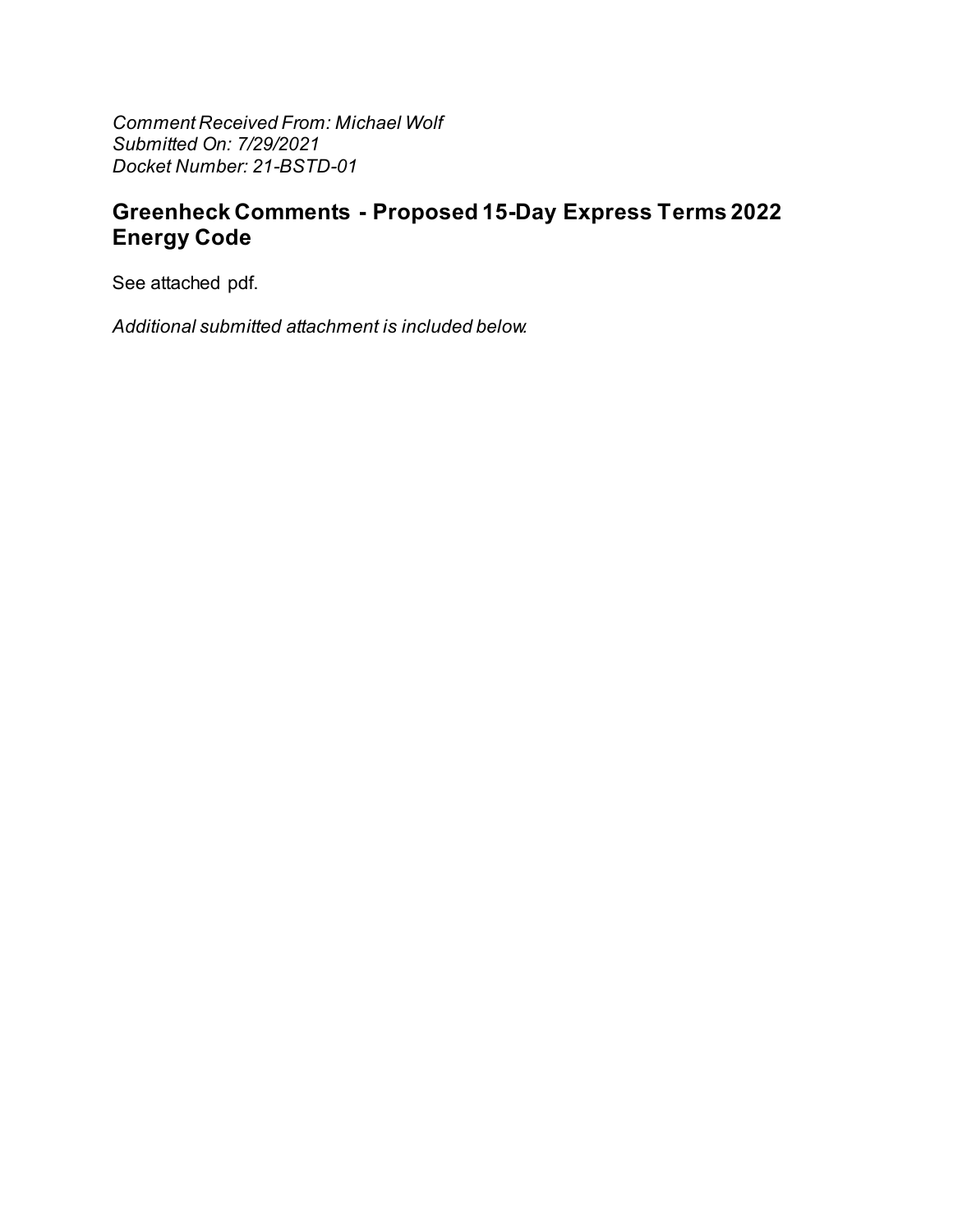*Comment Received From: Michael Wolf*
*Submitted On: 7/29/2021*
*Docket Number: 21-BSTD-01*

## Greenheck Comments - Proposed 15-Day Express Terms 2022 Energy Code

See attached pdf.

*Additional submitted attachment is included below.*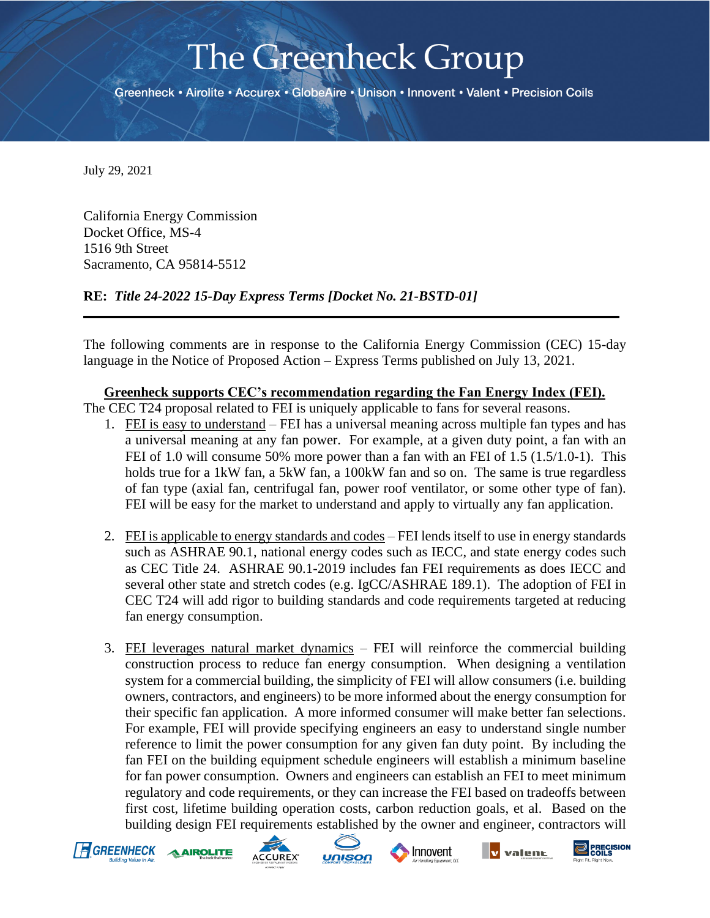# The Greenheck Group

Greenheck • Airolite • Accurex • GlobeAire • Unison • Innovent • Valent • Precision Coils

July 29, 2021

California Energy Commission
Docket Office, MS-4
1516 9th Street
Sacramento, CA 95814-5512

**RE:** ***Title 24-2022 15-Day Express Terms [Docket No. 21-BSTD-01]***

---

The following comments are in response to the California Energy Commission (CEC) 15-day language in the Notice of Proposed Action – Express Terms published on July 13, 2021.

**Greenheck supports CEC's recommendation regarding the Fan Energy Index (FEI).**

The CEC T24 proposal related to FEI is uniquely applicable to fans for several reasons.

1. FEI is easy to understand – FEI has a universal meaning across multiple fan types and has a universal meaning at any fan power. For example, at a given duty point, a fan with an FEI of 1.0 will consume 50% more power than a fan with an FEI of 1.5 (1.5/1.0-1). This holds true for a 1kW fan, a 5kW fan, a 100kW fan and so on. The same is true regardless of fan type (axial fan, centrifugal fan, power roof ventilator, or some other type of fan). FEI will be easy for the market to understand and apply to virtually any fan application.

2. FEI is applicable to energy standards and codes – FEI lends itself to use in energy standards such as ASHRAE 90.1, national energy codes such as IECC, and state energy codes such as CEC Title 24. ASHRAE 90.1-2019 includes fan FEI requirements as does IECC and several other state and stretch codes (e.g. IgCC/ASHRAE 189.1). The adoption of FEI in CEC T24 will add rigor to building standards and code requirements targeted at reducing fan energy consumption.

3. FEI leverages natural market dynamics – FEI will reinforce the commercial building construction process to reduce fan energy consumption. When designing a ventilation system for a commercial building, the simplicity of FEI will allow consumers (i.e. building owners, contractors, and engineers) to be more informed about the energy consumption for their specific fan application. A more informed consumer will make better fan selections. For example, FEI will provide specifying engineers an easy to understand single number reference to limit the power consumption for any given fan duty point. By including the fan FEI on the building equipment schedule engineers will establish a minimum baseline for fan power consumption. Owners and engineers can establish an FEI to meet minimum regulatory and code requirements, or they can increase the FEI based on tradeoffs between first cost, lifetime building operation costs, carbon reduction goals, et al. Based on the building design FEI requirements established by the owner and engineer, contractors will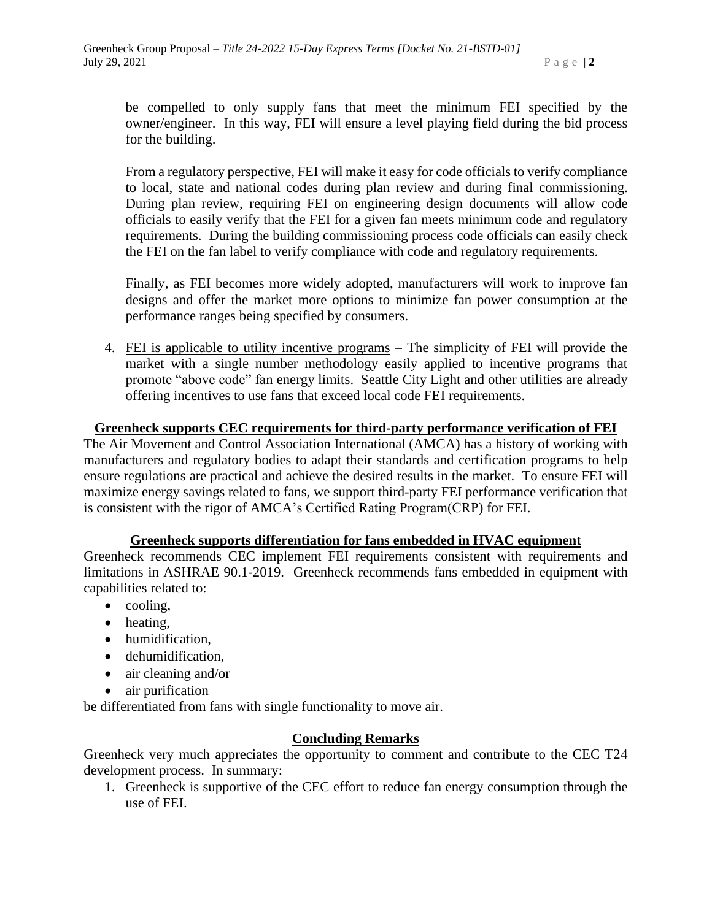be compelled to only supply fans that meet the minimum FEI specified by the owner/engineer. In this way, FEI will ensure a level playing field during the bid process for the building.

From a regulatory perspective, FEI will make it easy for code officials to verify compliance to local, state and national codes during plan review and during final commissioning. During plan review, requiring FEI on engineering design documents will allow code officials to easily verify that the FEI for a given fan meets minimum code and regulatory requirements. During the building commissioning process code officials can easily check the FEI on the fan label to verify compliance with code and regulatory requirements.

Finally, as FEI becomes more widely adopted, manufacturers will work to improve fan designs and offer the market more options to minimize fan power consumption at the performance ranges being specified by consumers.

4. <u>FEI is applicable to utility incentive programs</u> – The simplicity of FEI will provide the market with a single number methodology easily applied to incentive programs that promote "above code" fan energy limits. Seattle City Light and other utilities are already offering incentives to use fans that exceed local code FEI requirements.

## Greenheck supports CEC requirements for third-party performance verification of FEI

The Air Movement and Control Association International (AMCA) has a history of working with manufacturers and regulatory bodies to adapt their standards and certification programs to help ensure regulations are practical and achieve the desired results in the market. To ensure FEI will maximize energy savings related to fans, we support third-party FEI performance verification that is consistent with the rigor of AMCA's Certified Rating Program(CRP) for FEI.

## Greenheck supports differentiation for fans embedded in HVAC equipment

Greenheck recommends CEC implement FEI requirements consistent with requirements and limitations in ASHRAE 90.1-2019. Greenheck recommends fans embedded in equipment with capabilities related to:

- cooling,
- heating,
- humidification,
- dehumidification,
- air cleaning and/or
- air purification

be differentiated from fans with single functionality to move air.

## Concluding Remarks

Greenheck very much appreciates the opportunity to comment and contribute to the CEC T24 development process. In summary:

1. Greenheck is supportive of the CEC effort to reduce fan energy consumption through the use of FEI.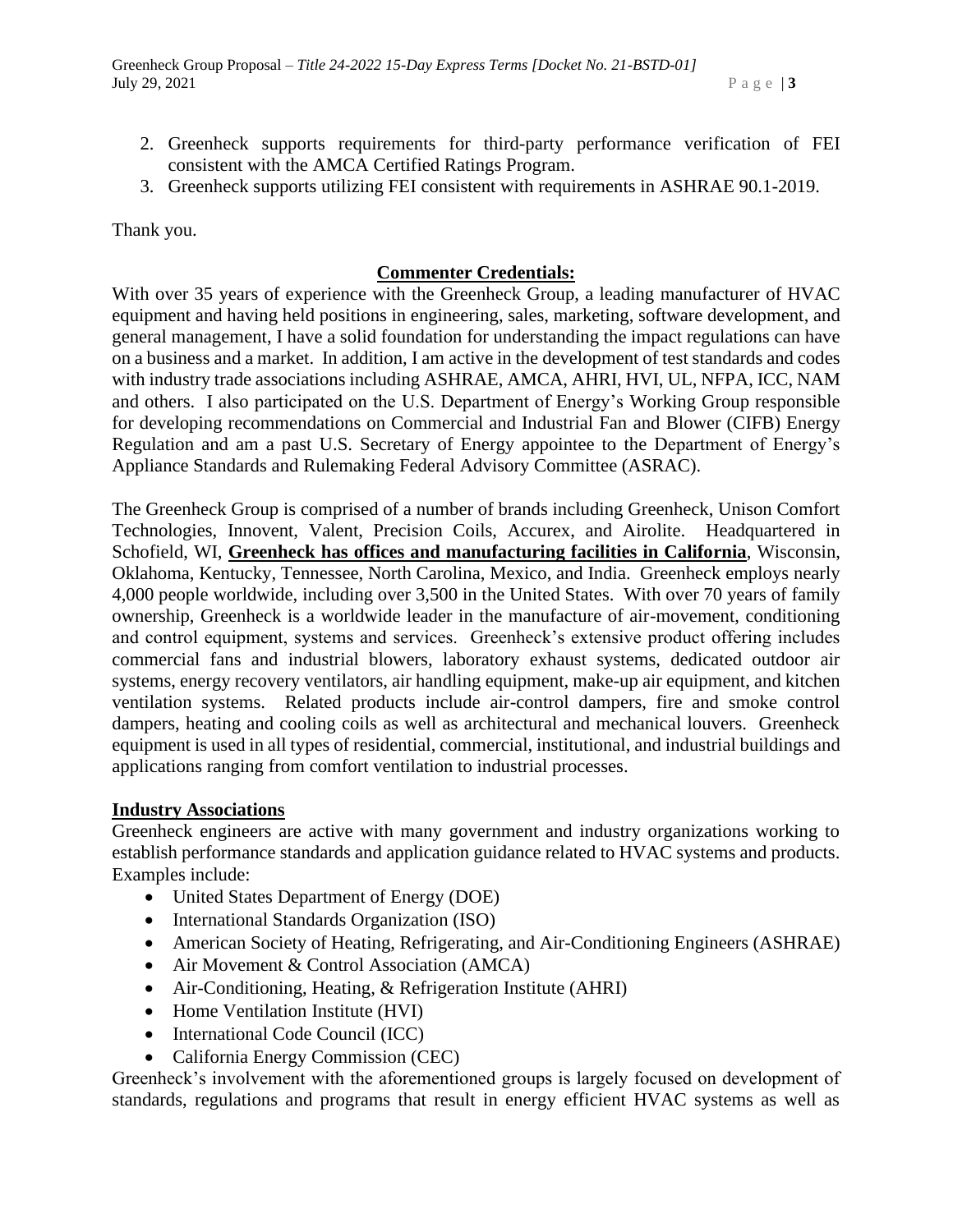2. Greenheck supports requirements for third-party performance verification of FEI consistent with the AMCA Certified Ratings Program.
3. Greenheck supports utilizing FEI consistent with requirements in ASHRAE 90.1-2019.

Thank you.

## Commenter Credentials:

With over 35 years of experience with the Greenheck Group, a leading manufacturer of HVAC equipment and having held positions in engineering, sales, marketing, software development, and general management, I have a solid foundation for understanding the impact regulations can have on a business and a market. In addition, I am active in the development of test standards and codes with industry trade associations including ASHRAE, AMCA, AHRI, HVI, UL, NFPA, ICC, NAM and others. I also participated on the U.S. Department of Energy's Working Group responsible for developing recommendations on Commercial and Industrial Fan and Blower (CIFB) Energy Regulation and am a past U.S. Secretary of Energy appointee to the Department of Energy's Appliance Standards and Rulemaking Federal Advisory Committee (ASRAC).

The Greenheck Group is comprised of a number of brands including Greenheck, Unison Comfort Technologies, Innovent, Valent, Precision Coils, Accurex, and Airolite. Headquartered in Schofield, WI, **Greenheck has offices and manufacturing facilities in California**, Wisconsin, Oklahoma, Kentucky, Tennessee, North Carolina, Mexico, and India. Greenheck employs nearly 4,000 people worldwide, including over 3,500 in the United States. With over 70 years of family ownership, Greenheck is a worldwide leader in the manufacture of air-movement, conditioning and control equipment, systems and services. Greenheck's extensive product offering includes commercial fans and industrial blowers, laboratory exhaust systems, dedicated outdoor air systems, energy recovery ventilators, air handling equipment, make-up air equipment, and kitchen ventilation systems. Related products include air-control dampers, fire and smoke control dampers, heating and cooling coils as well as architectural and mechanical louvers. Greenheck equipment is used in all types of residential, commercial, institutional, and industrial buildings and applications ranging from comfort ventilation to industrial processes.

### Industry Associations

Greenheck engineers are active with many government and industry organizations working to establish performance standards and application guidance related to HVAC systems and products. Examples include:

- United States Department of Energy (DOE)
- International Standards Organization (ISO)
- American Society of Heating, Refrigerating, and Air-Conditioning Engineers (ASHRAE)
- Air Movement & Control Association (AMCA)
- Air-Conditioning, Heating, & Refrigeration Institute (AHRI)
- Home Ventilation Institute (HVI)
- International Code Council (ICC)
- California Energy Commission (CEC)

Greenheck's involvement with the aforementioned groups is largely focused on development of standards, regulations and programs that result in energy efficient HVAC systems as well as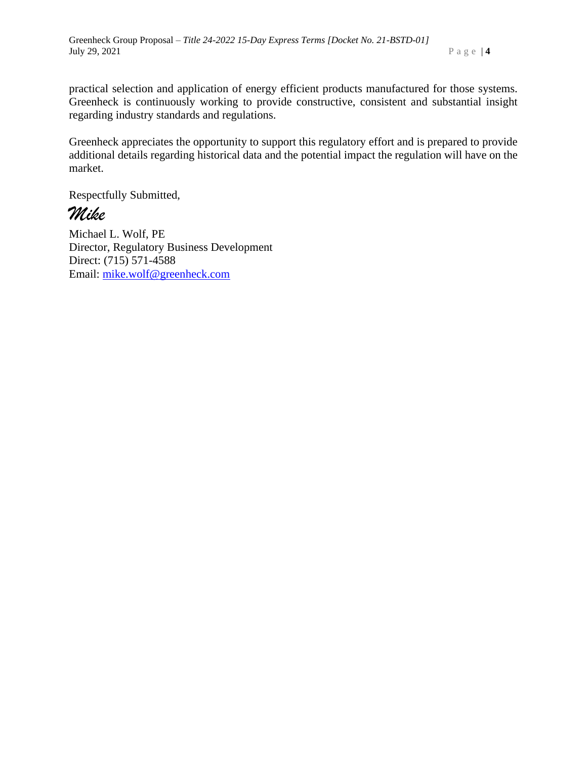practical selection and application of energy efficient products manufactured for those systems. Greenheck is continuously working to provide constructive, consistent and substantial insight regarding industry standards and regulations.

Greenheck appreciates the opportunity to support this regulatory effort and is prepared to provide additional details regarding historical data and the potential impact the regulation will have on the market.

Respectfully Submitted,

*Mike*

Michael L. Wolf, PE
Director, Regulatory Business Development
Direct: (715) 571-4588
Email: mike.wolf@greenheck.com